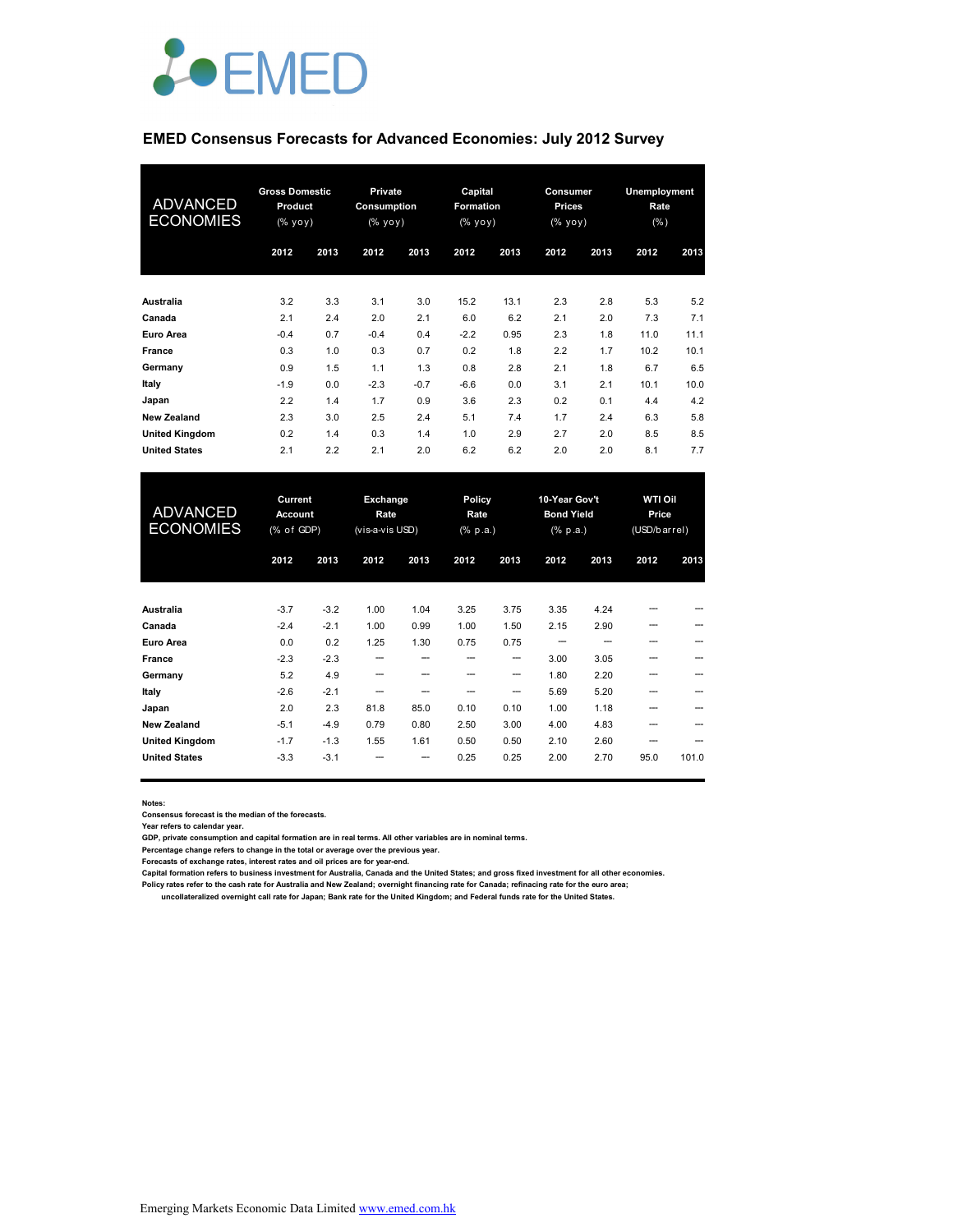EMED

## EMED Consensus Forecasts for Advanced Economies: July 2012 Survey

| ADVANCED ECONOMIES | Gross Domestic Product (% yoy) | | Private Consumption (% yoy) | | Capital Formation (% yoy) | | Consumer Prices (% yoy) | | Unemployment Rate (%) | |
|---|---|---|---|---|---|---|---|---|---|---|
| | 2012 | 2013 | 2012 | 2013 | 2012 | 2013 | 2012 | 2013 | 2012 | 2013 |
| **Australia** | 3.2 | 3.3 | 3.1 | 3.0 | 15.2 | 13.1 | 2.3 | 2.8 | 5.3 | 5.2 |
| **Canada** | 2.1 | 2.4 | 2.0 | 2.1 | 6.0 | 6.2 | 2.1 | 2.0 | 7.3 | 7.1 |
| **Euro Area** | -0.4 | 0.7 | -0.4 | 0.4 | -2.2 | 0.95 | 2.3 | 1.8 | 11.0 | 11.1 |
| **France** | 0.3 | 1.0 | 0.3 | 0.7 | 0.2 | 1.8 | 2.2 | 1.7 | 10.2 | 10.1 |
| **Germany** | 0.9 | 1.5 | 1.1 | 1.3 | 0.8 | 2.8 | 2.1 | 1.8 | 6.7 | 6.5 |
| **Italy** | -1.9 | 0.0 | -2.3 | -0.7 | -6.6 | 0.0 | 3.1 | 2.1 | 10.1 | 10.0 |
| **Japan** | 2.2 | 1.4 | 1.7 | 0.9 | 3.6 | 2.3 | 0.2 | 0.1 | 4.4 | 4.2 |
| **New Zealand** | 2.3 | 3.0 | 2.5 | 2.4 | 5.1 | 7.4 | 1.7 | 2.4 | 6.3 | 5.8 |
| **United Kingdom** | 0.2 | 1.4 | 0.3 | 1.4 | 1.0 | 2.9 | 2.7 | 2.0 | 8.5 | 8.5 |
| **United States** | 2.1 | 2.2 | 2.1 | 2.0 | 6.2 | 6.2 | 2.0 | 2.0 | 8.1 | 7.7 |

| ADVANCED ECONOMIES | Current Account (% of GDP) | | Exchange Rate (vis-a-vis USD) | | Policy Rate (% p.a.) | | 10-Year Gov't Bond Yield (% p.a.) | | WTI Oil Price (USD/barrel) | |
|---|---|---|---|---|---|---|---|---|---|---|
| | 2012 | 2013 | 2012 | 2013 | 2012 | 2013 | 2012 | 2013 | 2012 | 2013 |
| **Australia** | -3.7 | -3.2 | 1.00 | 1.04 | 3.25 | 3.75 | 3.35 | 4.24 | --- | --- |
| **Canada** | -2.4 | -2.1 | 1.00 | 0.99 | 1.00 | 1.50 | 2.15 | 2.90 | --- | --- |
| **Euro Area** | 0.0 | 0.2 | 1.25 | 1.30 | 0.75 | 0.75 | --- | --- | --- | --- |
| **France** | -2.3 | -2.3 | --- | --- | --- | --- | 3.00 | 3.05 | --- | --- |
| **Germany** | 5.2 | 4.9 | --- | --- | --- | --- | 1.80 | 2.20 | --- | --- |
| **Italy** | -2.6 | -2.1 | --- | --- | --- | --- | 5.69 | 5.20 | --- | --- |
| **Japan** | 2.0 | 2.3 | 81.8 | 85.0 | 0.10 | 0.10 | 1.00 | 1.18 | --- | --- |
| **New Zealand** | -5.1 | -4.9 | 0.79 | 0.80 | 2.50 | 3.00 | 4.00 | 4.83 | --- | --- |
| **United Kingdom** | -1.7 | -1.3 | 1.55 | 1.61 | 0.50 | 0.50 | 2.10 | 2.60 | --- | --- |
| **United States** | -3.3 | -3.1 | --- | --- | 0.25 | 0.25 | 2.00 | 2.70 | 95.0 | 101.0 |

**Notes:**
**Consensus forecast is the median of the forecasts.**
**Year refers to calendar year.**
**GDP, private consumption and capital formation are in real terms. All other variables are in nominal terms.**
**Percentage change refers to change in the total or average over the previous year.**
**Forecasts of exchange rates, interest rates and oil prices are for year-end.**
**Capital formation refers to business investment for Australia, Canada and the United States; and gross fixed investment for all other economies.**
**Policy rates refer to the cash rate for Australia and New Zealand; overnight financing rate for Canada; refinacing rate for the euro area; uncollateralized overnight call rate for Japan; Bank rate for the United Kingdom; and Federal funds rate for the United States.**

Emerging Markets Economic Data Limited www.emed.com.hk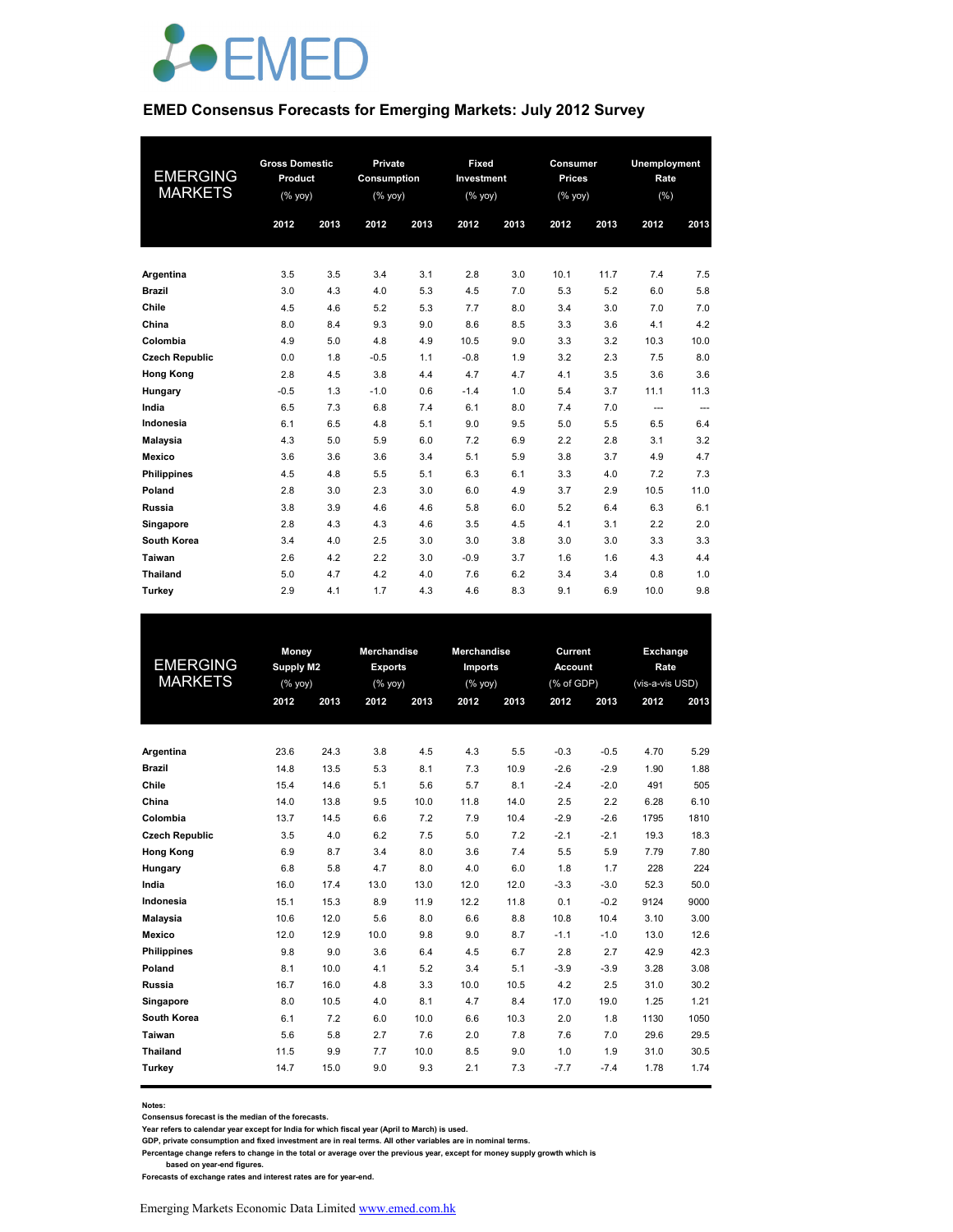# EMED

## EMED Consensus Forecasts for Emerging Markets: July 2012 Survey

| EMERGING MARKETS | Gross Domestic Product (% yoy) | | Private Consumption (% yoy) | | Fixed Investment (% yoy) | | Consumer Prices (% yoy) | | Unemployment Rate (%) | |
|---|---|---|---|---|---|---|---|---|---|---|
| | 2012 | 2013 | 2012 | 2013 | 2012 | 2013 | 2012 | 2013 | 2012 | 2013 |
| **Argentina** | 3.5 | 3.5 | 3.4 | 3.1 | 2.8 | 3.0 | 10.1 | 11.7 | 7.4 | 7.5 |
| **Brazil** | 3.0 | 4.3 | 4.0 | 5.3 | 4.5 | 7.0 | 5.3 | 5.2 | 6.0 | 5.8 |
| **Chile** | 4.5 | 4.6 | 5.2 | 5.3 | 7.7 | 8.0 | 3.4 | 3.0 | 7.0 | 7.0 |
| **China** | 8.0 | 8.4 | 9.3 | 9.0 | 8.6 | 8.5 | 3.3 | 3.6 | 4.1 | 4.2 |
| **Colombia** | 4.9 | 5.0 | 4.8 | 4.9 | 10.5 | 9.0 | 3.3 | 3.2 | 10.3 | 10.0 |
| **Czech Republic** | 0.0 | 1.8 | -0.5 | 1.1 | -0.8 | 1.9 | 3.2 | 2.3 | 7.5 | 8.0 |
| **Hong Kong** | 2.8 | 4.5 | 3.8 | 4.4 | 4.7 | 4.7 | 4.1 | 3.5 | 3.6 | 3.6 |
| **Hungary** | -0.5 | 1.3 | -1.0 | 0.6 | -1.4 | 1.0 | 5.4 | 3.7 | 11.1 | 11.3 |
| **India** | 6.5 | 7.3 | 6.8 | 7.4 | 6.1 | 8.0 | 7.4 | 7.0 | --- | --- |
| **Indonesia** | 6.1 | 6.5 | 4.8 | 5.1 | 9.0 | 9.5 | 5.0 | 5.5 | 6.5 | 6.4 |
| **Malaysia** | 4.3 | 5.0 | 5.9 | 6.0 | 7.2 | 6.9 | 2.2 | 2.8 | 3.1 | 3.2 |
| **Mexico** | 3.6 | 3.6 | 3.6 | 3.4 | 5.1 | 5.9 | 3.8 | 3.7 | 4.9 | 4.7 |
| **Philippines** | 4.5 | 4.8 | 5.5 | 5.1 | 6.3 | 6.1 | 3.3 | 4.0 | 7.2 | 7.3 |
| **Poland** | 2.8 | 3.0 | 2.3 | 3.0 | 6.0 | 4.9 | 3.7 | 2.9 | 10.5 | 11.0 |
| **Russia** | 3.8 | 3.9 | 4.6 | 4.6 | 5.8 | 6.0 | 5.2 | 6.4 | 6.3 | 6.1 |
| **Singapore** | 2.8 | 4.3 | 4.3 | 4.6 | 3.5 | 4.5 | 4.1 | 3.1 | 2.2 | 2.0 |
| **South Korea** | 3.4 | 4.0 | 2.5 | 3.0 | 3.0 | 3.8 | 3.0 | 3.0 | 3.3 | 3.3 |
| **Taiwan** | 2.6 | 4.2 | 2.2 | 3.0 | -0.9 | 3.7 | 1.6 | 1.6 | 4.3 | 4.4 |
| **Thailand** | 5.0 | 4.7 | 4.2 | 4.0 | 7.6 | 6.2 | 3.4 | 3.4 | 0.8 | 1.0 |
| **Turkey** | 2.9 | 4.1 | 1.7 | 4.3 | 4.6 | 8.3 | 9.1 | 6.9 | 10.0 | 9.8 |

| EMERGING MARKETS | Money Supply M2 (% yoy) | | Merchandise Exports (% yoy) | | Merchandise Imports (% yoy) | | Current Account (% of GDP) | | Exchange Rate (vis-a-vis USD) | |
|---|---|---|---|---|---|---|---|---|---|---|
| | 2012 | 2013 | 2012 | 2013 | 2012 | 2013 | 2012 | 2013 | 2012 | 2013 |
| **Argentina** | 23.6 | 24.3 | 3.8 | 4.5 | 4.3 | 5.5 | -0.3 | -0.5 | 4.70 | 5.29 |
| **Brazil** | 14.8 | 13.5 | 5.3 | 8.1 | 7.3 | 10.9 | -2.6 | -2.9 | 1.90 | 1.88 |
| **Chile** | 15.4 | 14.6 | 5.1 | 5.6 | 5.7 | 8.1 | -2.4 | -2.0 | 491 | 505 |
| **China** | 14.0 | 13.8 | 9.5 | 10.0 | 11.8 | 14.0 | 2.5 | 2.2 | 6.28 | 6.10 |
| **Colombia** | 13.7 | 14.5 | 6.6 | 7.2 | 7.9 | 10.4 | -2.9 | -2.6 | 1795 | 1810 |
| **Czech Republic** | 3.5 | 4.0 | 6.2 | 7.5 | 5.0 | 7.2 | -2.1 | -2.1 | 19.3 | 18.3 |
| **Hong Kong** | 6.9 | 8.7 | 3.4 | 8.0 | 3.6 | 7.4 | 5.5 | 5.9 | 7.79 | 7.80 |
| **Hungary** | 6.8 | 5.8 | 4.7 | 8.0 | 4.0 | 6.0 | 1.8 | 1.7 | 228 | 224 |
| **India** | 16.0 | 17.4 | 13.0 | 13.0 | 12.0 | 12.0 | -3.3 | -3.0 | 52.3 | 50.0 |
| **Indonesia** | 15.1 | 15.3 | 8.9 | 11.9 | 12.2 | 11.8 | 0.1 | -0.2 | 9124 | 9000 |
| **Malaysia** | 10.6 | 12.0 | 5.6 | 8.0 | 6.6 | 8.8 | 10.8 | 10.4 | 3.10 | 3.00 |
| **Mexico** | 12.0 | 12.9 | 10.0 | 9.8 | 9.0 | 8.7 | -1.1 | -1.0 | 13.0 | 12.6 |
| **Philippines** | 9.8 | 9.0 | 3.6 | 6.4 | 4.5 | 6.7 | 2.8 | 2.7 | 42.9 | 42.3 |
| **Poland** | 8.1 | 10.0 | 4.1 | 5.2 | 3.4 | 5.1 | -3.9 | -3.9 | 3.28 | 3.08 |
| **Russia** | 16.7 | 16.0 | 4.8 | 3.3 | 10.0 | 10.5 | 4.2 | 2.5 | 31.0 | 30.2 |
| **Singapore** | 8.0 | 10.5 | 4.0 | 8.1 | 4.7 | 8.4 | 17.0 | 19.0 | 1.25 | 1.21 |
| **South Korea** | 6.1 | 7.2 | 6.0 | 10.0 | 6.6 | 10.3 | 2.0 | 1.8 | 1130 | 1050 |
| **Taiwan** | 5.6 | 5.8 | 2.7 | 7.6 | 2.0 | 7.8 | 7.6 | 7.0 | 29.6 | 29.5 |
| **Thailand** | 11.5 | 9.9 | 7.7 | 10.0 | 8.5 | 9.0 | 1.0 | 1.9 | 31.0 | 30.5 |
| **Turkey** | 14.7 | 15.0 | 9.0 | 9.3 | 2.1 | 7.3 | -7.7 | -7.4 | 1.78 | 1.74 |

**Notes:**
**Consensus forecast is the median of the forecasts.**
**Year refers to calendar year except for India for which fiscal year (April to March) is used.**
**GDP, private consumption and fixed investment are in real terms. All other variables are in nominal terms.**
**Percentage change refers to change in the total or average over the previous year, except for money supply growth which is based on year-end figures.**
**Forecasts of exchange rates and interest rates are for year-end.**

Emerging Markets Economic Data Limited www.emed.com.hk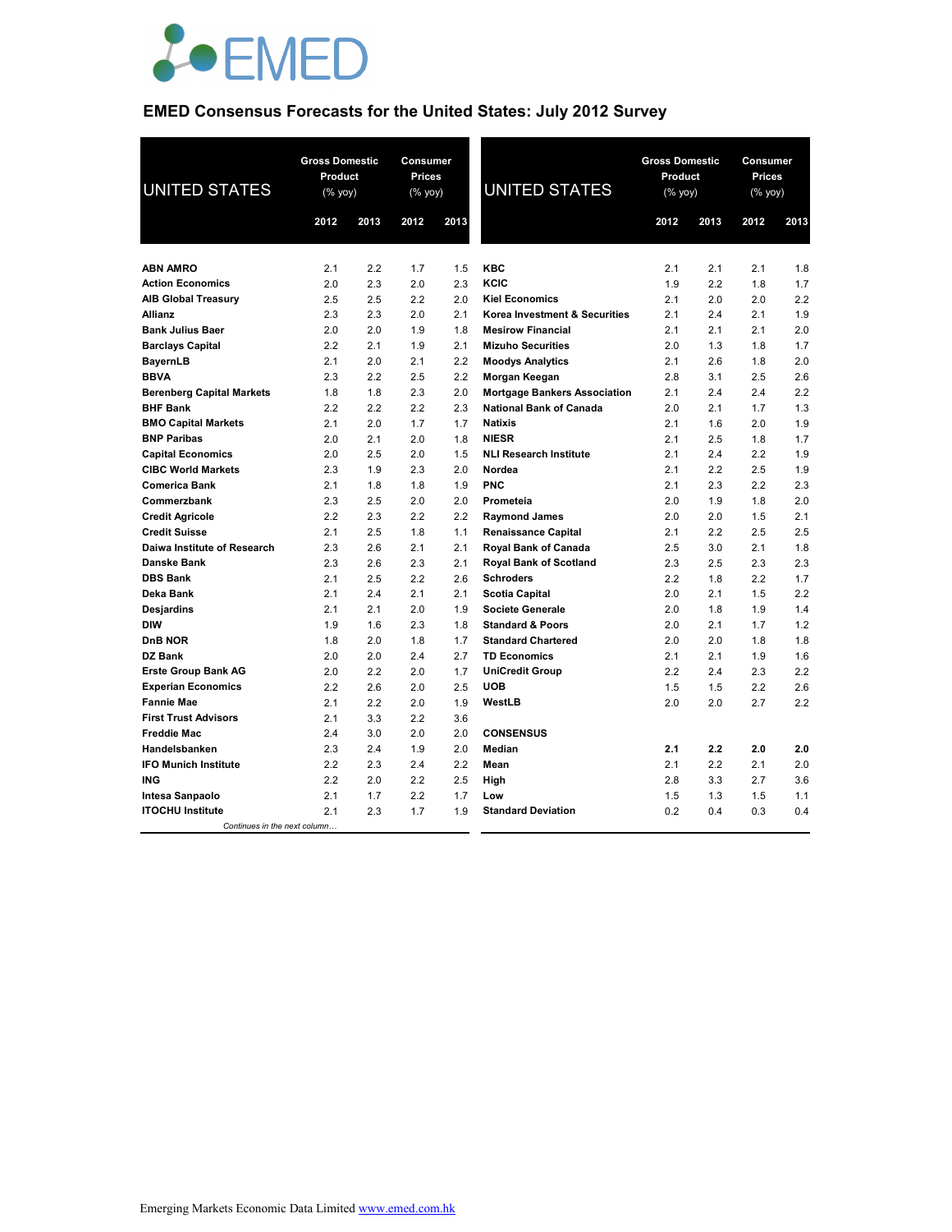EMED

## EMED Consensus Forecasts for the United States: July 2012 Survey

| UNITED STATES | Gross Domestic Product (% yoy) | | Consumer Prices (% yoy) | |
|---|---|---|---|---|
| | 2012 | 2013 | 2012 | 2013 |
| **ABN AMRO** | 2.1 | 2.2 | 1.7 | 1.5 |
| **Action Economics** | 2.0 | 2.3 | 2.0 | 2.3 |
| **AIB Global Treasury** | 2.5 | 2.5 | 2.2 | 2.0 |
| **Allianz** | 2.3 | 2.3 | 2.0 | 2.1 |
| **Bank Julius Baer** | 2.0 | 2.0 | 1.9 | 1.8 |
| **Barclays Capital** | 2.2 | 2.1 | 1.9 | 2.1 |
| **BayernLB** | 2.1 | 2.0 | 2.1 | 2.2 |
| **BBVA** | 2.3 | 2.2 | 2.5 | 2.2 |
| **Berenberg Capital Markets** | 1.8 | 1.8 | 2.3 | 2.0 |
| **BHF Bank** | 2.2 | 2.2 | 2.2 | 2.3 |
| **BMO Capital Markets** | 2.1 | 2.0 | 1.7 | 1.7 |
| **BNP Paribas** | 2.0 | 2.1 | 2.0 | 1.8 |
| **Capital Economics** | 2.0 | 2.5 | 2.0 | 1.5 |
| **CIBC World Markets** | 2.3 | 1.9 | 2.3 | 2.0 |
| **Comerica Bank** | 2.1 | 1.8 | 1.8 | 1.9 |
| **Commerzbank** | 2.3 | 2.5 | 2.0 | 2.0 |
| **Credit Agricole** | 2.2 | 2.3 | 2.2 | 2.2 |
| **Credit Suisse** | 2.1 | 2.5 | 1.8 | 1.1 |
| **Daiwa Institute of Research** | 2.3 | 2.6 | 2.1 | 2.1 |
| **Danske Bank** | 2.3 | 2.6 | 2.3 | 2.1 |
| **DBS Bank** | 2.1 | 2.5 | 2.2 | 2.6 |
| **Deka Bank** | 2.1 | 2.4 | 2.1 | 2.1 |
| **Desjardins** | 2.1 | 2.1 | 2.0 | 1.9 |
| **DIW** | 1.9 | 1.6 | 2.3 | 1.8 |
| **DnB NOR** | 1.8 | 2.0 | 1.8 | 1.7 |
| **DZ Bank** | 2.0 | 2.0 | 2.4 | 2.7 |
| **Erste Group Bank AG** | 2.0 | 2.2 | 2.0 | 1.7 |
| **Experian Economics** | 2.2 | 2.6 | 2.0 | 2.5 |
| **Fannie Mae** | 2.1 | 2.2 | 2.0 | 1.9 |
| **First Trust Advisors** | 2.1 | 3.3 | 2.2 | 3.6 |
| **Freddie Mac** | 2.4 | 3.0 | 2.0 | 2.0 |
| **Handelsbanken** | 2.3 | 2.4 | 1.9 | 2.0 |
| **IFO Munich Institute** | 2.2 | 2.3 | 2.4 | 2.2 |
| **ING** | 2.2 | 2.0 | 2.2 | 2.5 |
| **Intesa Sanpaolo** | 2.1 | 1.7 | 2.2 | 1.7 |
| **ITOCHU Institute** | 2.1 | 2.3 | 1.7 | 1.9 |
| **KBC** | 2.1 | 2.1 | 2.1 | 1.8 |
| **KCIC** | 1.9 | 2.2 | 1.8 | 1.7 |
| **Kiel Economics** | 2.1 | 2.0 | 2.0 | 2.2 |
| **Korea Investment & Securities** | 2.1 | 2.4 | 2.1 | 1.9 |
| **Mesirow Financial** | 2.1 | 2.1 | 2.1 | 2.0 |
| **Mizuho Securities** | 2.0 | 1.3 | 1.8 | 1.7 |
| **Moodys Analytics** | 2.1 | 2.6 | 1.8 | 2.0 |
| **Morgan Keegan** | 2.8 | 3.1 | 2.5 | 2.6 |
| **Mortgage Bankers Association** | 2.1 | 2.4 | 2.4 | 2.2 |
| **National Bank of Canada** | 2.0 | 2.1 | 1.7 | 1.3 |
| **Natixis** | 2.1 | 1.6 | 2.0 | 1.9 |
| **NIESR** | 2.1 | 2.5 | 1.8 | 1.7 |
| **NLI Research Institute** | 2.1 | 2.4 | 2.2 | 1.9 |
| **Nordea** | 2.1 | 2.2 | 2.5 | 1.9 |
| **PNC** | 2.1 | 2.3 | 2.2 | 2.3 |
| **Prometeia** | 2.0 | 1.9 | 1.8 | 2.0 |
| **Raymond James** | 2.0 | 2.0 | 1.5 | 2.1 |
| **Renaissance Capital** | 2.1 | 2.2 | 2.5 | 2.5 |
| **Royal Bank of Canada** | 2.5 | 3.0 | 2.1 | 1.8 |
| **Royal Bank of Scotland** | 2.3 | 2.5 | 2.3 | 2.3 |
| **Schroders** | 2.2 | 1.8 | 2.2 | 1.7 |
| **Scotia Capital** | 2.0 | 2.1 | 1.5 | 2.2 |
| **Societe Generale** | 2.0 | 1.8 | 1.9 | 1.4 |
| **Standard & Poors** | 2.0 | 2.1 | 1.7 | 1.2 |
| **Standard Chartered** | 2.0 | 2.0 | 1.8 | 1.8 |
| **TD Economics** | 2.1 | 2.1 | 1.9 | 1.6 |
| **UniCredit Group** | 2.2 | 2.4 | 2.3 | 2.2 |
| **UOB** | 1.5 | 1.5 | 2.2 | 2.6 |
| **WestLB** | 2.0 | 2.0 | 2.7 | 2.2 |
| **CONSENSUS** | | | | |
| **Median** | **2.1** | **2.2** | **2.0** | **2.0** |
| **Mean** | 2.1 | 2.2 | 2.1 | 2.0 |
| **High** | 2.8 | 3.3 | 2.7 | 3.6 |
| **Low** | 1.5 | 1.3 | 1.5 | 1.1 |
| **Standard Deviation** | 0.2 | 0.4 | 0.3 | 0.4 |

Emerging Markets Economic Data Limited www.emed.com.hk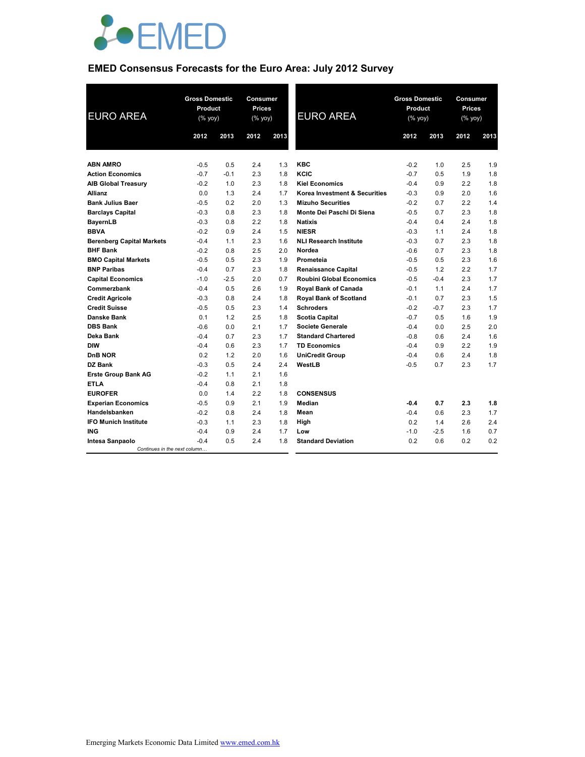EMED

## EMED Consensus Forecasts for the Euro Area: July 2012 Survey

| EURO AREA | Gross Domestic Product (% yoy) | | Consumer Prices (% yoy) | |
|---|---|---|---|---|
| | 2012 | 2013 | 2012 | 2013 |
| **ABN AMRO** | -0.5 | 0.5 | 2.4 | 1.3 |
| **Action Economics** | -0.7 | -0.1 | 2.3 | 1.8 |
| **AIB Global Treasury** | -0.2 | 1.0 | 2.3 | 1.8 |
| **Allianz** | 0.0 | 1.3 | 2.4 | 1.7 |
| **Bank Julius Baer** | -0.5 | 0.2 | 2.0 | 1.3 |
| **Barclays Capital** | -0.3 | 0.8 | 2.3 | 1.8 |
| **BayernLB** | -0.3 | 0.8 | 2.2 | 1.8 |
| **BBVA** | -0.2 | 0.9 | 2.4 | 1.5 |
| **Berenberg Capital Markets** | -0.4 | 1.1 | 2.3 | 1.6 |
| **BHF Bank** | -0.2 | 0.8 | 2.5 | 2.0 |
| **BMO Capital Markets** | -0.5 | 0.5 | 2.3 | 1.9 |
| **BNP Paribas** | -0.4 | 0.7 | 2.3 | 1.8 |
| **Capital Economics** | -1.0 | -2.5 | 2.0 | 0.7 |
| **Commerzbank** | -0.4 | 0.5 | 2.6 | 1.9 |
| **Credit Agricole** | -0.3 | 0.8 | 2.4 | 1.8 |
| **Credit Suisse** | -0.5 | 0.5 | 2.3 | 1.4 |
| **Danske Bank** | 0.1 | 1.2 | 2.5 | 1.8 |
| **DBS Bank** | -0.6 | 0.0 | 2.1 | 1.7 |
| **Deka Bank** | -0.4 | 0.7 | 2.3 | 1.7 |
| **DIW** | -0.4 | 0.6 | 2.3 | 1.7 |
| **DnB NOR** | 0.2 | 1.2 | 2.0 | 1.6 |
| **DZ Bank** | -0.3 | 0.5 | 2.4 | 2.4 |
| **Erste Group Bank AG** | -0.2 | 1.1 | 2.1 | 1.6 |
| **ETLA** | -0.4 | 0.8 | 2.1 | 1.8 |
| **EUROFER** | 0.0 | 1.4 | 2.2 | 1.8 |
| **Experian Economics** | -0.5 | 0.9 | 2.1 | 1.9 |
| **Handelsbanken** | -0.2 | 0.8 | 2.4 | 1.8 |
| **IFO Munich Institute** | -0.3 | 1.1 | 2.3 | 1.8 |
| **ING** | -0.4 | 0.9 | 2.4 | 1.7 |
| **Intesa Sanpaolo** | -0.4 | 0.5 | 2.4 | 1.8 |
| **KBC** | -0.2 | 1.0 | 2.5 | 1.9 |
| **KCIC** | -0.7 | 0.5 | 1.9 | 1.8 |
| **Kiel Economics** | -0.4 | 0.9 | 2.2 | 1.8 |
| **Korea Investment & Securities** | -0.3 | 0.9 | 2.0 | 1.6 |
| **Mizuho Securities** | -0.2 | 0.7 | 2.2 | 1.4 |
| **Monte Dei Paschi Di Siena** | -0.5 | 0.7 | 2.3 | 1.8 |
| **Natixis** | -0.4 | 0.4 | 2.4 | 1.8 |
| **NIESR** | -0.3 | 1.1 | 2.4 | 1.8 |
| **NLI Research Institute** | -0.3 | 0.7 | 2.3 | 1.8 |
| **Nordea** | -0.6 | 0.7 | 2.3 | 1.8 |
| **Prometeia** | -0.5 | 0.5 | 2.3 | 1.6 |
| **Renaissance Capital** | -0.5 | 1.2 | 2.2 | 1.7 |
| **Roubini Global Economics** | -0.5 | -0.4 | 2.3 | 1.7 |
| **Royal Bank of Canada** | -0.1 | 1.1 | 2.4 | 1.7 |
| **Royal Bank of Scotland** | -0.1 | 0.7 | 2.3 | 1.5 |
| **Schroders** | -0.2 | -0.7 | 2.3 | 1.7 |
| **Scotia Capital** | -0.7 | 0.5 | 1.6 | 1.9 |
| **Societe Generale** | -0.4 | 0.0 | 2.5 | 2.0 |
| **Standard Chartered** | -0.8 | 0.6 | 2.4 | 1.6 |
| **TD Economics** | -0.4 | 0.9 | 2.2 | 1.9 |
| **UniCredit Group** | -0.4 | 0.6 | 2.4 | 1.8 |
| **WestLB** | -0.5 | 0.7 | 2.3 | 1.7 |
| **CONSENSUS** | | | | |
| **Median** | **-0.4** | **0.7** | **2.3** | **1.8** |
| **Mean** | -0.4 | 0.6 | 2.3 | 1.7 |
| **High** | 0.2 | 1.4 | 2.6 | 2.4 |
| **Low** | -1.0 | -2.5 | 1.6 | 0.7 |
| **Standard Deviation** | 0.2 | 0.6 | 0.2 | 0.2 |

Emerging Markets Economic Data Limited www.emed.com.hk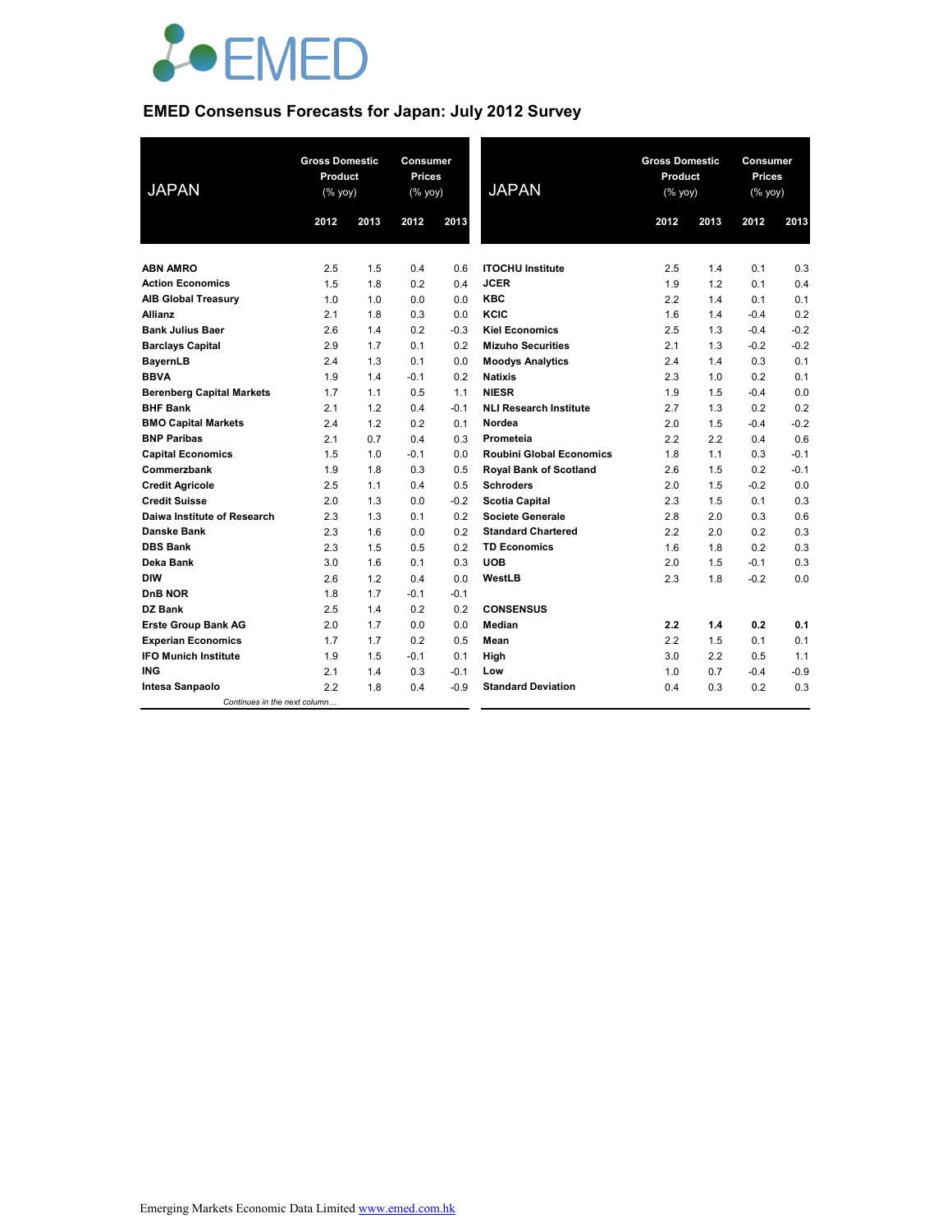EMED

## EMED Consensus Forecasts for Japan: July 2012 Survey

| JAPAN | Gross Domestic Product (% yoy) | | Consumer Prices (% yoy) | |
|---|---|---|---|---|
| | 2012 | 2013 | 2012 | 2013 |
| **ABN AMRO** | 2.5 | 1.5 | 0.4 | 0.6 |
| **Action Economics** | 1.5 | 1.8 | 0.2 | 0.4 |
| **AIB Global Treasury** | 1.0 | 1.0 | 0.0 | 0.0 |
| **Allianz** | 2.1 | 1.8 | 0.3 | 0.0 |
| **Bank Julius Baer** | 2.6 | 1.4 | 0.2 | -0.3 |
| **Barclays Capital** | 2.9 | 1.7 | 0.1 | 0.2 |
| **BayernLB** | 2.4 | 1.3 | 0.1 | 0.0 |
| **BBVA** | 1.9 | 1.4 | -0.1 | 0.2 |
| **Berenberg Capital Markets** | 1.7 | 1.1 | 0.5 | 1.1 |
| **BHF Bank** | 2.1 | 1.2 | 0.4 | -0.1 |
| **BMO Capital Markets** | 2.4 | 1.2 | 0.2 | 0.1 |
| **BNP Paribas** | 2.1 | 0.7 | 0.4 | 0.3 |
| **Capital Economics** | 1.5 | 1.0 | -0.1 | 0.0 |
| **Commerzbank** | 1.9 | 1.8 | 0.3 | 0.5 |
| **Credit Agricole** | 2.5 | 1.1 | 0.4 | 0.5 |
| **Credit Suisse** | 2.0 | 1.3 | 0.0 | -0.2 |
| **Daiwa Institute of Research** | 2.3 | 1.3 | 0.1 | 0.2 |
| **Danske Bank** | 2.3 | 1.6 | 0.0 | 0.2 |
| **DBS Bank** | 2.3 | 1.5 | 0.5 | 0.2 |
| **Deka Bank** | 3.0 | 1.6 | 0.1 | 0.3 |
| **DIW** | 2.6 | 1.2 | 0.4 | 0.0 |
| **DnB NOR** | 1.8 | 1.7 | -0.1 | -0.1 |
| **DZ Bank** | 2.5 | 1.4 | 0.2 | 0.2 |
| **Erste Group Bank AG** | 2.0 | 1.7 | 0.0 | 0.0 |
| **Experian Economics** | 1.7 | 1.7 | 0.2 | 0.5 |
| **IFO Munich Institute** | 1.9 | 1.5 | -0.1 | 0.1 |
| **ING** | 2.1 | 1.4 | 0.3 | -0.1 |
| **Intesa Sanpaolo** | 2.2 | 1.8 | 0.4 | -0.9 |
| **ITOCHU Institute** | 2.5 | 1.4 | 0.1 | 0.3 |
| **JCER** | 1.9 | 1.2 | 0.1 | 0.4 |
| **KBC** | 2.2 | 1.4 | 0.1 | 0.1 |
| **KCIC** | 1.6 | 1.4 | -0.4 | 0.2 |
| **Kiel Economics** | 2.5 | 1.3 | -0.4 | -0.2 |
| **Mizuho Securities** | 2.1 | 1.3 | -0.2 | -0.2 |
| **Moodys Analytics** | 2.4 | 1.4 | 0.3 | 0.1 |
| **Natixis** | 2.3 | 1.0 | 0.2 | 0.1 |
| **NIESR** | 1.9 | 1.5 | -0.4 | 0.0 |
| **NLI Research Institute** | 2.7 | 1.3 | 0.2 | 0.2 |
| **Nordea** | 2.0 | 1.5 | -0.4 | -0.2 |
| **Prometeia** | 2.2 | 2.2 | 0.4 | 0.6 |
| **Roubini Global Economics** | 1.8 | 1.1 | 0.3 | -0.1 |
| **Royal Bank of Scotland** | 2.6 | 1.5 | 0.2 | -0.1 |
| **Schroders** | 2.0 | 1.5 | -0.2 | 0.0 |
| **Scotia Capital** | 2.3 | 1.5 | 0.1 | 0.3 |
| **Societe Generale** | 2.8 | 2.0 | 0.3 | 0.6 |
| **Standard Chartered** | 2.2 | 2.0 | 0.2 | 0.3 |
| **TD Economics** | 1.6 | 1.8 | 0.2 | 0.3 |
| **UOB** | 2.0 | 1.5 | -0.1 | 0.3 |
| **WestLB** | 2.3 | 1.8 | -0.2 | 0.0 |
| **CONSENSUS** | | | | |
| **Median** | **2.2** | **1.4** | **0.2** | **0.1** |
| **Mean** | 2.2 | 1.5 | 0.1 | 0.1 |
| **High** | 3.0 | 2.2 | 0.5 | 1.1 |
| **Low** | 1.0 | 0.7 | -0.4 | -0.9 |
| **Standard Deviation** | 0.4 | 0.3 | 0.2 | 0.3 |

Emerging Markets Economic Data Limited www.emed.com.hk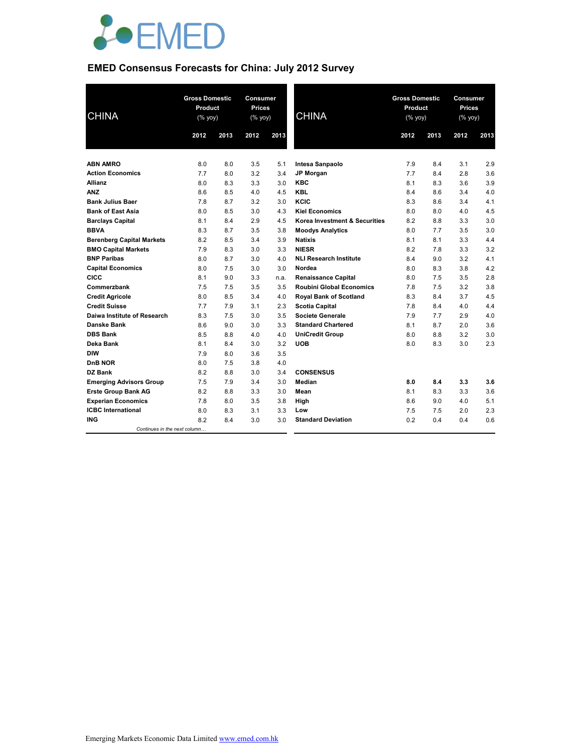# EMED Consensus Forecasts for China: July 2012 Survey

| CHINA | Gross Domestic Product (% yoy) | | Consumer Prices (% yoy) | |
|---|---|---|---|---|
| | 2012 | 2013 | 2012 | 2013 |
| **ABN AMRO** | 8.0 | 8.0 | 3.5 | 5.1 |
| **Action Economics** | 7.7 | 8.0 | 3.2 | 3.4 |
| **Allianz** | 8.0 | 8.3 | 3.3 | 3.0 |
| **ANZ** | 8.6 | 8.5 | 4.0 | 4.5 |
| **Bank Julius Baer** | 7.8 | 8.7 | 3.2 | 3.0 |
| **Bank of East Asia** | 8.0 | 8.5 | 3.0 | 4.3 |
| **Barclays Capital** | 8.1 | 8.4 | 2.9 | 4.5 |
| **BBVA** | 8.3 | 8.7 | 3.5 | 3.8 |
| **Berenberg Capital Markets** | 8.2 | 8.5 | 3.4 | 3.9 |
| **BMO Capital Markets** | 7.9 | 8.3 | 3.0 | 3.3 |
| **BNP Paribas** | 8.0 | 8.7 | 3.0 | 4.0 |
| **Capital Economics** | 8.0 | 7.5 | 3.0 | 3.0 |
| **CICC** | 8.1 | 9.0 | 3.3 | n.a. |
| **Commerzbank** | 7.5 | 7.5 | 3.5 | 3.5 |
| **Credit Agricole** | 8.0 | 8.5 | 3.4 | 4.0 |
| **Credit Suisse** | 7.7 | 7.9 | 3.1 | 2.3 |
| **Daiwa Institute of Research** | 8.3 | 7.5 | 3.0 | 3.5 |
| **Danske Bank** | 8.6 | 9.0 | 3.0 | 3.3 |
| **DBS Bank** | 8.5 | 8.8 | 4.0 | 4.0 |
| **Deka Bank** | 8.1 | 8.4 | 3.0 | 3.2 |
| **DIW** | 7.9 | 8.0 | 3.6 | 3.5 |
| **DnB NOR** | 8.0 | 7.5 | 3.8 | 4.0 |
| **DZ Bank** | 8.2 | 8.8 | 3.0 | 3.4 |
| **Emerging Advisors Group** | 7.5 | 7.9 | 3.4 | 3.0 |
| **Erste Group Bank AG** | 8.2 | 8.8 | 3.3 | 3.0 |
| **Experian Economics** | 7.8 | 8.0 | 3.5 | 3.8 |
| **ICBC International** | 8.0 | 8.3 | 3.1 | 3.3 |
| **ING** | 8.2 | 8.4 | 3.0 | 3.0 |
| **Intesa Sanpaolo** | 7.9 | 8.4 | 3.1 | 2.9 |
| **JP Morgan** | 7.7 | 8.4 | 2.8 | 3.6 |
| **KBC** | 8.1 | 8.3 | 3.6 | 3.9 |
| **KBL** | 8.4 | 8.6 | 3.4 | 4.0 |
| **KCIC** | 8.3 | 8.6 | 3.4 | 4.1 |
| **Kiel Economics** | 8.0 | 8.0 | 4.0 | 4.5 |
| **Korea Investment & Securities** | 8.2 | 8.8 | 3.3 | 3.0 |
| **Moodys Analytics** | 8.0 | 7.7 | 3.5 | 3.0 |
| **Natixis** | 8.1 | 8.1 | 3.3 | 4.4 |
| **NIESR** | 8.2 | 7.8 | 3.3 | 3.2 |
| **NLI Research Institute** | 8.4 | 9.0 | 3.2 | 4.1 |
| **Nordea** | 8.0 | 8.3 | 3.8 | 4.2 |
| **Renaissance Capital** | 8.0 | 7.5 | 3.5 | 2.8 |
| **Roubini Global Economics** | 7.8 | 7.5 | 3.2 | 3.8 |
| **Royal Bank of Scotland** | 8.3 | 8.4 | 3.7 | 4.5 |
| **Scotia Capital** | 7.8 | 8.4 | 4.0 | 4.4 |
| **Societe Generale** | 7.9 | 7.7 | 2.9 | 4.0 |
| **Standard Chartered** | 8.1 | 8.7 | 2.0 | 3.6 |
| **UniCredit Group** | 8.0 | 8.8 | 3.2 | 3.0 |
| **UOB** | 8.0 | 8.3 | 3.0 | 2.3 |
| **CONSENSUS** | | | | |
| **Median** | **8.0** | **8.4** | **3.3** | **3.6** |
| **Mean** | 8.1 | 8.3 | 3.3 | 3.6 |
| **High** | 8.6 | 9.0 | 4.0 | 5.1 |
| **Low** | 7.5 | 7.5 | 2.0 | 2.3 |
| **Standard Deviation** | 0.2 | 0.4 | 0.4 | 0.6 |

Emerging Markets Economic Data Limited www.emed.com.hk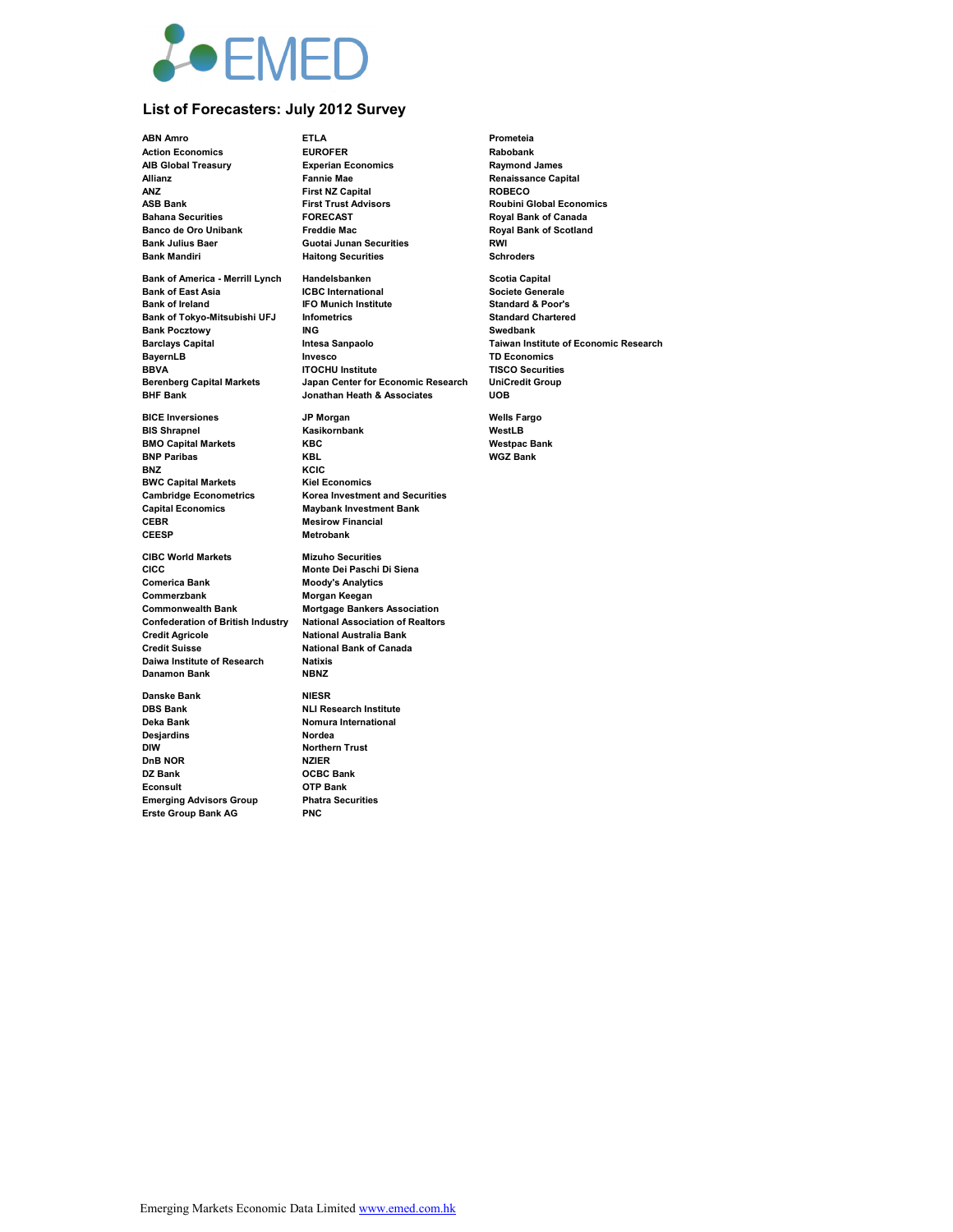# List of Forecasters: July 2012 Survey

ABN Amro
Action Economics
AIB Global Treasury
Allianz
ANZ
ASB Bank
Bahana Securities
Banco de Oro Unibank
Bank Julius Baer
Bank Mandiri

Bank of America - Merrill Lynch
Bank of East Asia
Bank of Ireland
Bank of Tokyo-Mitsubishi UFJ
Bank Pocztowy
Barclays Capital
BayernLB
BBVA
Berenberg Capital Markets
BHF Bank

BICE Inversiones
BIS Shrapnel
BMO Capital Markets
BNP Paribas
BNZ
BWC Capital Markets
Cambridge Econometrics
Capital Economics
CEBR
CEESP

CIBC World Markets
CICC
Comerica Bank
Commerzbank
Commonwealth Bank
Confederation of British Industry
Credit Agricole
Credit Suisse
Daiwa Institute of Research
Danamon Bank

Danske Bank
DBS Bank
Deka Bank
Desjardins
DIW
DnB NOR
DZ Bank
Econsult
Emerging Advisors Group
Erste Group Bank AG

ETLA
EUROFER
Experian Economics
Fannie Mae
First NZ Capital
First Trust Advisors
FORECAST
Freddie Mac
Guotai Junan Securities
Haitong Securities

Handelsbanken
ICBC International
IFO Munich Institute
Infometrics
ING
Intesa Sanpaolo
Invesco
ITOCHU Institute
Japan Center for Economic Research
Jonathan Heath & Associates

JP Morgan
Kasikornbank
KBC
KBL
KCIC
Kiel Economics
Korea Investment and Securities
Maybank Investment Bank
Mesirow Financial
Metrobank

Mizuho Securities
Monte Dei Paschi Di Siena
Moody's Analytics
Morgan Keegan
Mortgage Bankers Association
National Association of Realtors
National Australia Bank
National Bank of Canada
Natixis
NBNZ

NIESR
NLI Research Institute
Nomura International
Nordea
Northern Trust
NZIER
OCBC Bank
OTP Bank
Phatra Securities
PNC

Prometeia
Rabobank
Raymond James
Renaissance Capital
ROBECO
Roubini Global Economics
Royal Bank of Canada
Royal Bank of Scotland
RWI
Schroders

Scotia Capital
Societe Generale
Standard & Poor's
Standard Chartered
Swedbank
Taiwan Institute of Economic Research
TD Economics
TISCO Securities
UniCredit Group
UOB

Wells Fargo
WestLB
Westpac Bank
WGZ Bank

Emerging Markets Economic Data Limited www.emed.com.hk